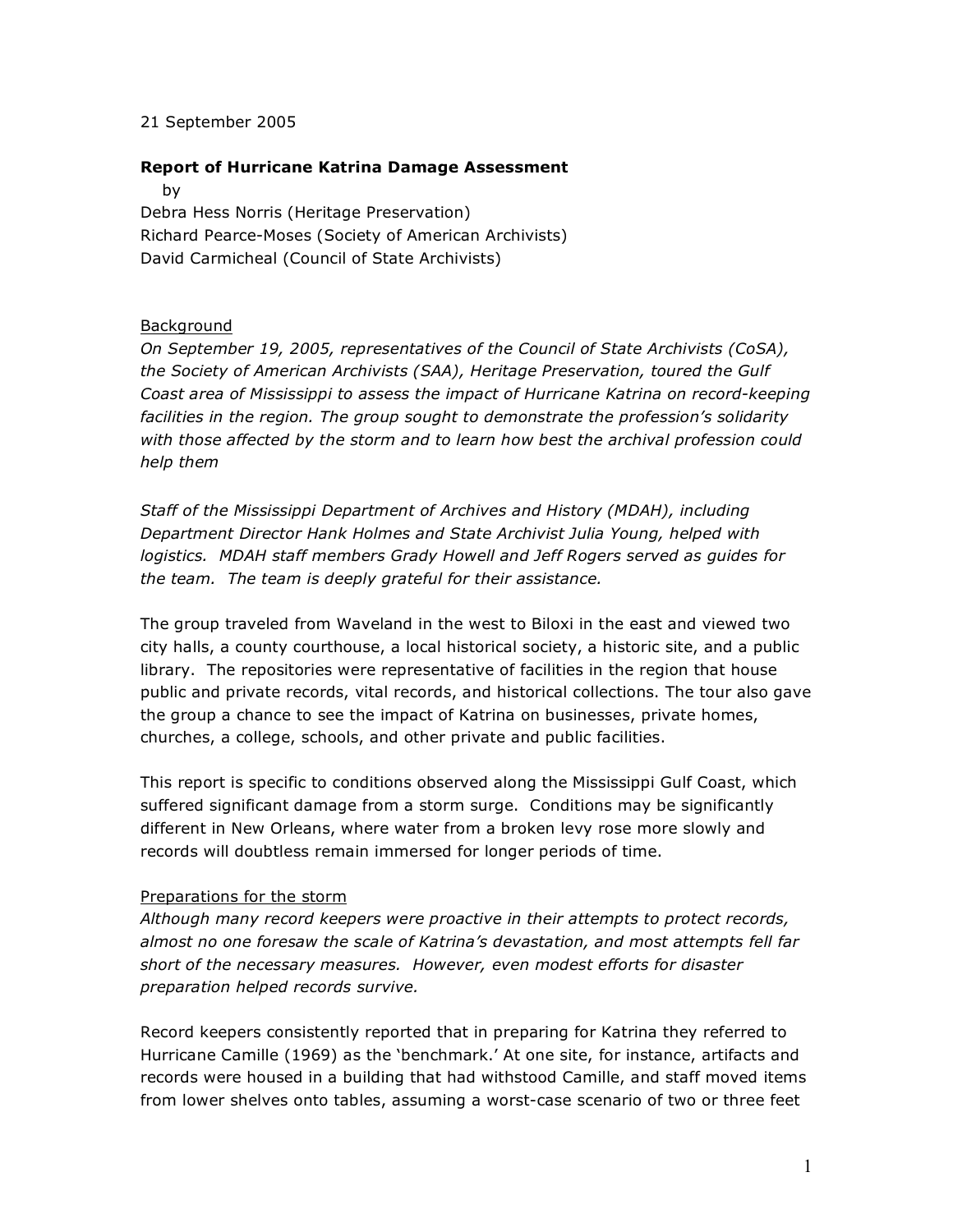21 September 2005

**Report of Hurricane Katrina Damage Assessment**
by
Debra Hess Norris (Heritage Preservation)
Richard Pearce-Moses (Society of American Archivists)
David Carmicheal (Council of State Archivists)

## Background

*On September 19, 2005, representatives of the Council of State Archivists (CoSA), the Society of American Archivists (SAA), Heritage Preservation, toured the Gulf Coast area of Mississippi to assess the impact of Hurricane Katrina on record-keeping facilities in the region. The group sought to demonstrate the profession's solidarity with those affected by the storm and to learn how best the archival profession could help them*

*Staff of the Mississippi Department of Archives and History (MDAH), including Department Director Hank Holmes and State Archivist Julia Young, helped with logistics. MDAH staff members Grady Howell and Jeff Rogers served as guides for the team. The team is deeply grateful for their assistance.*

The group traveled from Waveland in the west to Biloxi in the east and viewed two city halls, a county courthouse, a local historical society, a historic site, and a public library. The repositories were representative of facilities in the region that house public and private records, vital records, and historical collections. The tour also gave the group a chance to see the impact of Katrina on businesses, private homes, churches, a college, schools, and other private and public facilities.

This report is specific to conditions observed along the Mississippi Gulf Coast, which suffered significant damage from a storm surge. Conditions may be significantly different in New Orleans, where water from a broken levy rose more slowly and records will doubtless remain immersed for longer periods of time.

## Preparations for the storm

*Although many record keepers were proactive in their attempts to protect records, almost no one foresaw the scale of Katrina's devastation, and most attempts fell far short of the necessary measures. However, even modest efforts for disaster preparation helped records survive.*

Record keepers consistently reported that in preparing for Katrina they referred to Hurricane Camille (1969) as the 'benchmark.' At one site, for instance, artifacts and records were housed in a building that had withstood Camille, and staff moved items from lower shelves onto tables, assuming a worst-case scenario of two or three feet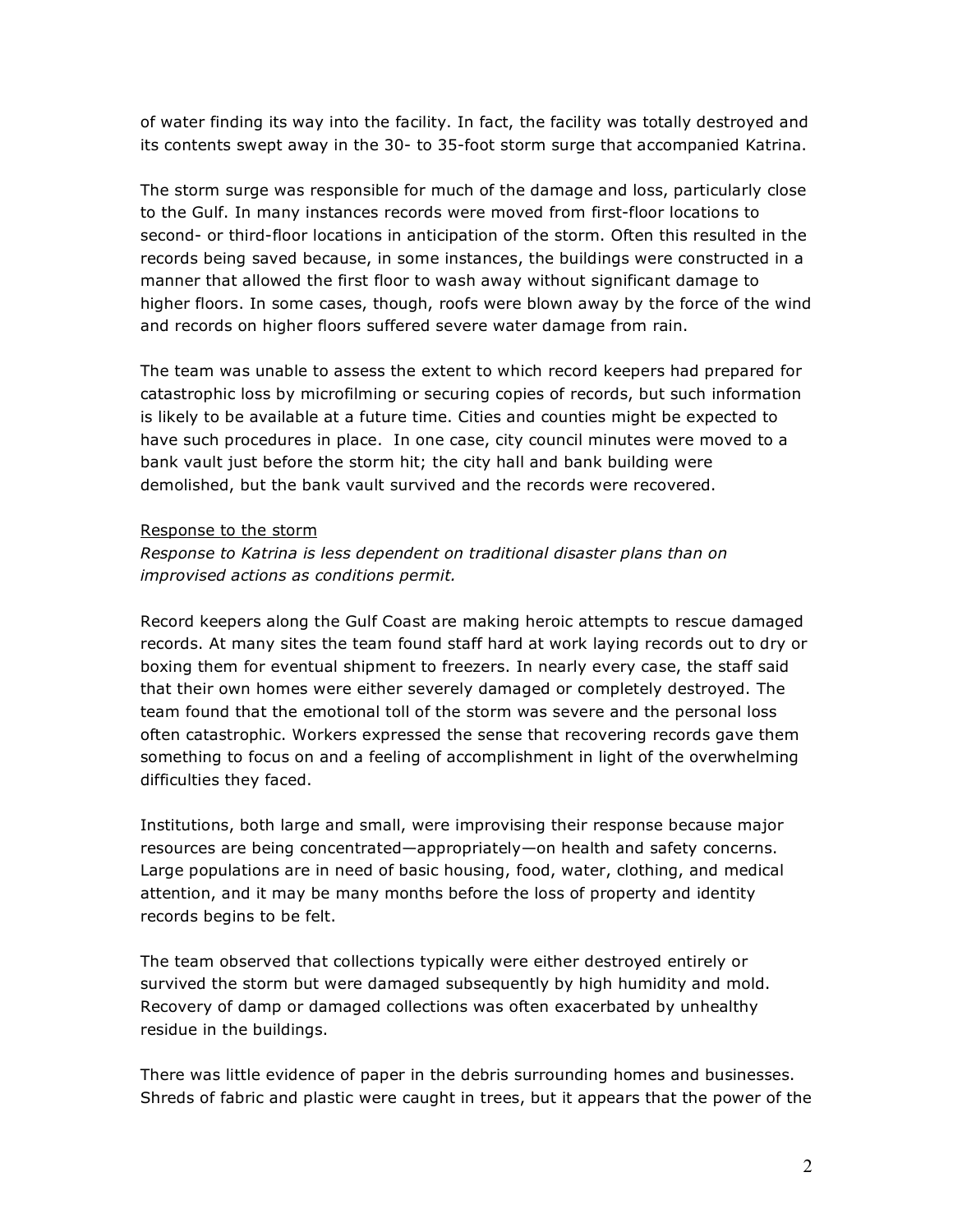of water finding its way into the facility. In fact, the facility was totally destroyed and its contents swept away in the 30- to 35-foot storm surge that accompanied Katrina.

The storm surge was responsible for much of the damage and loss, particularly close to the Gulf. In many instances records were moved from first-floor locations to second- or third-floor locations in anticipation of the storm. Often this resulted in the records being saved because, in some instances, the buildings were constructed in a manner that allowed the first floor to wash away without significant damage to higher floors. In some cases, though, roofs were blown away by the force of the wind and records on higher floors suffered severe water damage from rain.

The team was unable to assess the extent to which record keepers had prepared for catastrophic loss by microfilming or securing copies of records, but such information is likely to be available at a future time. Cities and counties might be expected to have such procedures in place. In one case, city council minutes were moved to a bank vault just before the storm hit; the city hall and bank building were demolished, but the bank vault survived and the records were recovered.

<u>Response to the storm</u>

*Response to Katrina is less dependent on traditional disaster plans than on improvised actions as conditions permit.*

Record keepers along the Gulf Coast are making heroic attempts to rescue damaged records. At many sites the team found staff hard at work laying records out to dry or boxing them for eventual shipment to freezers. In nearly every case, the staff said that their own homes were either severely damaged or completely destroyed. The team found that the emotional toll of the storm was severe and the personal loss often catastrophic. Workers expressed the sense that recovering records gave them something to focus on and a feeling of accomplishment in light of the overwhelming difficulties they faced.

Institutions, both large and small, were improvising their response because major resources are being concentrated—appropriately—on health and safety concerns. Large populations are in need of basic housing, food, water, clothing, and medical attention, and it may be many months before the loss of property and identity records begins to be felt.

The team observed that collections typically were either destroyed entirely or survived the storm but were damaged subsequently by high humidity and mold. Recovery of damp or damaged collections was often exacerbated by unhealthy residue in the buildings.

There was little evidence of paper in the debris surrounding homes and businesses. Shreds of fabric and plastic were caught in trees, but it appears that the power of the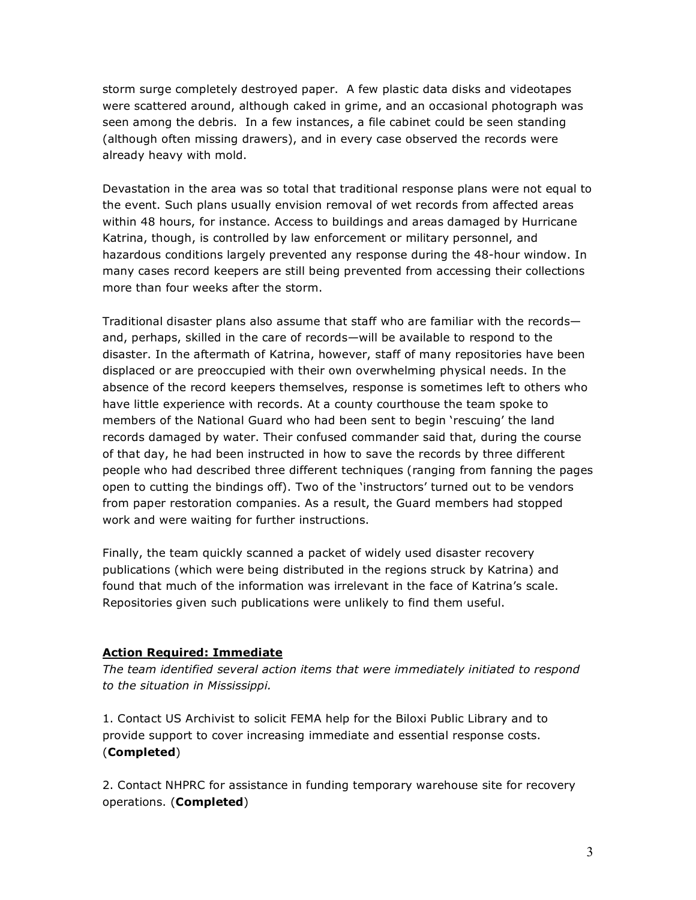storm surge completely destroyed paper. A few plastic data disks and videotapes were scattered around, although caked in grime, and an occasional photograph was seen among the debris. In a few instances, a file cabinet could be seen standing (although often missing drawers), and in every case observed the records were already heavy with mold.

Devastation in the area was so total that traditional response plans were not equal to the event. Such plans usually envision removal of wet records from affected areas within 48 hours, for instance. Access to buildings and areas damaged by Hurricane Katrina, though, is controlled by law enforcement or military personnel, and hazardous conditions largely prevented any response during the 48-hour window. In many cases record keepers are still being prevented from accessing their collections more than four weeks after the storm.

Traditional disaster plans also assume that staff who are familiar with the records—and, perhaps, skilled in the care of records—will be available to respond to the disaster. In the aftermath of Katrina, however, staff of many repositories have been displaced or are preoccupied with their own overwhelming physical needs. In the absence of the record keepers themselves, response is sometimes left to others who have little experience with records. At a county courthouse the team spoke to members of the National Guard who had been sent to begin 'rescuing' the land records damaged by water. Their confused commander said that, during the course of that day, he had been instructed in how to save the records by three different people who had described three different techniques (ranging from fanning the pages open to cutting the bindings off). Two of the 'instructors' turned out to be vendors from paper restoration companies. As a result, the Guard members had stopped work and were waiting for further instructions.

Finally, the team quickly scanned a packet of widely used disaster recovery publications (which were being distributed in the regions struck by Katrina) and found that much of the information was irrelevant in the face of Katrina's scale. Repositories given such publications were unlikely to find them useful.

**Action Required: Immediate**

*The team identified several action items that were immediately initiated to respond to the situation in Mississippi.*

1. Contact US Archivist to solicit FEMA help for the Biloxi Public Library and to provide support to cover increasing immediate and essential response costs. (**Completed**)

2. Contact NHPRC for assistance in funding temporary warehouse site for recovery operations. (**Completed**)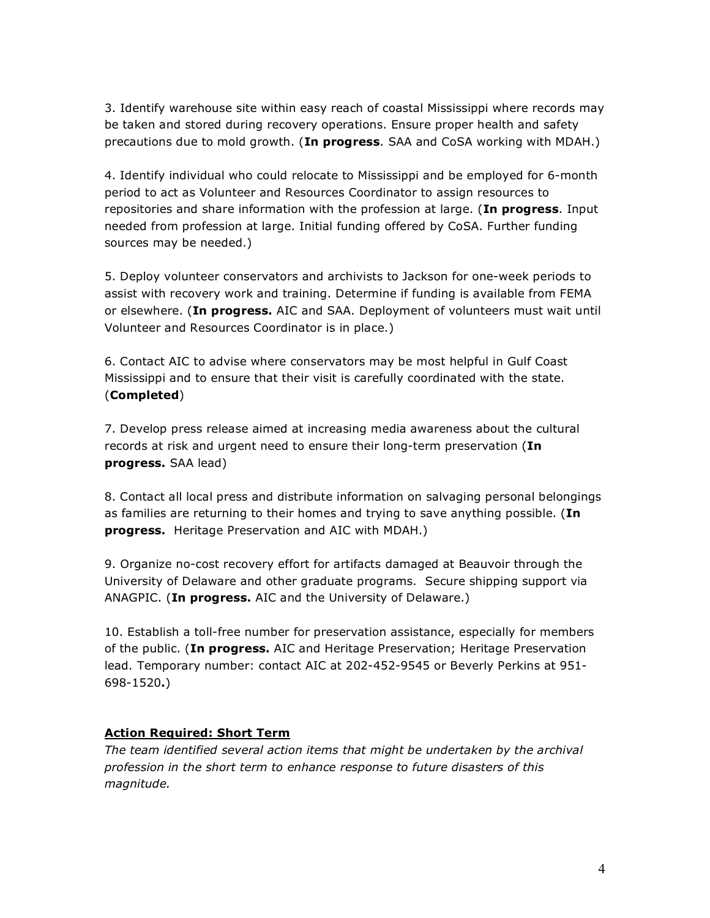3. Identify warehouse site within easy reach of coastal Mississippi where records may be taken and stored during recovery operations. Ensure proper health and safety precautions due to mold growth. (**In progress**. SAA and CoSA working with MDAH.)

4. Identify individual who could relocate to Mississippi and be employed for 6-month period to act as Volunteer and Resources Coordinator to assign resources to repositories and share information with the profession at large. (**In progress**. Input needed from profession at large. Initial funding offered by CoSA. Further funding sources may be needed.)

5. Deploy volunteer conservators and archivists to Jackson for one-week periods to assist with recovery work and training. Determine if funding is available from FEMA or elsewhere. (**In progress.** AIC and SAA. Deployment of volunteers must wait until Volunteer and Resources Coordinator is in place.)

6. Contact AIC to advise where conservators may be most helpful in Gulf Coast Mississippi and to ensure that their visit is carefully coordinated with the state. (**Completed**)

7. Develop press release aimed at increasing media awareness about the cultural records at risk and urgent need to ensure their long-term preservation (**In progress.** SAA lead)

8. Contact all local press and distribute information on salvaging personal belongings as families are returning to their homes and trying to save anything possible. (**In progress.** Heritage Preservation and AIC with MDAH.)

9. Organize no-cost recovery effort for artifacts damaged at Beauvoir through the University of Delaware and other graduate programs. Secure shipping support via ANAGPIC. (**In progress.** AIC and the University of Delaware.)

10. Establish a toll-free number for preservation assistance, especially for members of the public. (**In progress.** AIC and Heritage Preservation; Heritage Preservation lead. Temporary number: contact AIC at 202-452-9545 or Beverly Perkins at 951-698-1520**.**)

**Action Required: Short Term**

*The team identified several action items that might be undertaken by the archival profession in the short term to enhance response to future disasters of this magnitude.*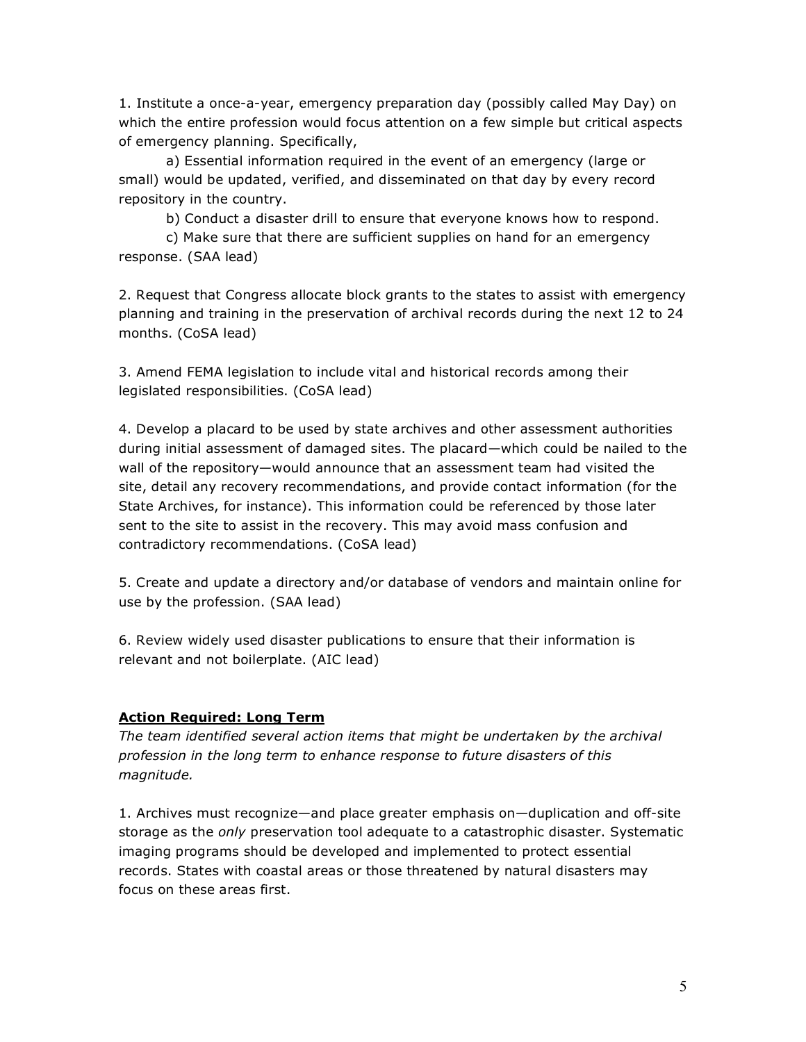1. Institute a once-a-year, emergency preparation day (possibly called May Day) on which the entire profession would focus attention on a few simple but critical aspects of emergency planning. Specifically,

    a) Essential information required in the event of an emergency (large or small) would be updated, verified, and disseminated on that day by every record repository in the country.

    b) Conduct a disaster drill to ensure that everyone knows how to respond.

    c) Make sure that there are sufficient supplies on hand for an emergency response. (SAA lead)

2. Request that Congress allocate block grants to the states to assist with emergency planning and training in the preservation of archival records during the next 12 to 24 months. (CoSA lead)

3. Amend FEMA legislation to include vital and historical records among their legislated responsibilities. (CoSA lead)

4. Develop a placard to be used by state archives and other assessment authorities during initial assessment of damaged sites. The placard—which could be nailed to the wall of the repository—would announce that an assessment team had visited the site, detail any recovery recommendations, and provide contact information (for the State Archives, for instance). This information could be referenced by those later sent to the site to assist in the recovery. This may avoid mass confusion and contradictory recommendations. (CoSA lead)

5. Create and update a directory and/or database of vendors and maintain online for use by the profession. (SAA lead)

6. Review widely used disaster publications to ensure that their information is relevant and not boilerplate. (AIC lead)

## Action Required: Long Term

*The team identified several action items that might be undertaken by the archival profession in the long term to enhance response to future disasters of this magnitude.*

1. Archives must recognize—and place greater emphasis on—duplication and off-site storage as the *only* preservation tool adequate to a catastrophic disaster. Systematic imaging programs should be developed and implemented to protect essential records. States with coastal areas or those threatened by natural disasters may focus on these areas first.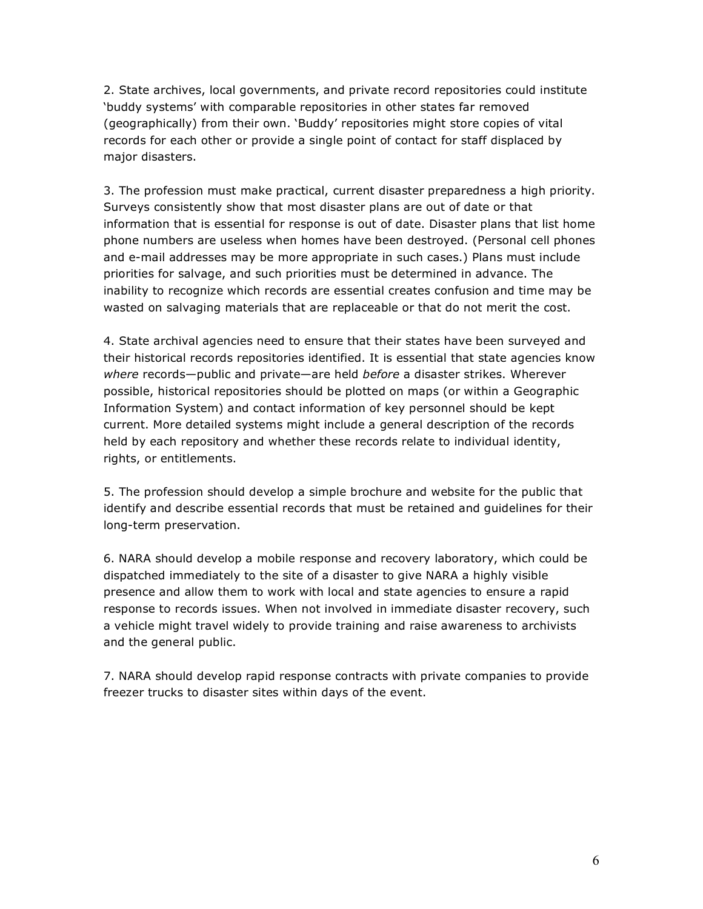2. State archives, local governments, and private record repositories could institute 'buddy systems' with comparable repositories in other states far removed (geographically) from their own. 'Buddy' repositories might store copies of vital records for each other or provide a single point of contact for staff displaced by major disasters.

3. The profession must make practical, current disaster preparedness a high priority. Surveys consistently show that most disaster plans are out of date or that information that is essential for response is out of date. Disaster plans that list home phone numbers are useless when homes have been destroyed. (Personal cell phones and e-mail addresses may be more appropriate in such cases.) Plans must include priorities for salvage, and such priorities must be determined in advance. The inability to recognize which records are essential creates confusion and time may be wasted on salvaging materials that are replaceable or that do not merit the cost.

4. State archival agencies need to ensure that their states have been surveyed and their historical records repositories identified. It is essential that state agencies know *where* records—public and private—are held *before* a disaster strikes. Wherever possible, historical repositories should be plotted on maps (or within a Geographic Information System) and contact information of key personnel should be kept current. More detailed systems might include a general description of the records held by each repository and whether these records relate to individual identity, rights, or entitlements.

5. The profession should develop a simple brochure and website for the public that identify and describe essential records that must be retained and guidelines for their long-term preservation.

6. NARA should develop a mobile response and recovery laboratory, which could be dispatched immediately to the site of a disaster to give NARA a highly visible presence and allow them to work with local and state agencies to ensure a rapid response to records issues. When not involved in immediate disaster recovery, such a vehicle might travel widely to provide training and raise awareness to archivists and the general public.

7. NARA should develop rapid response contracts with private companies to provide freezer trucks to disaster sites within days of the event.